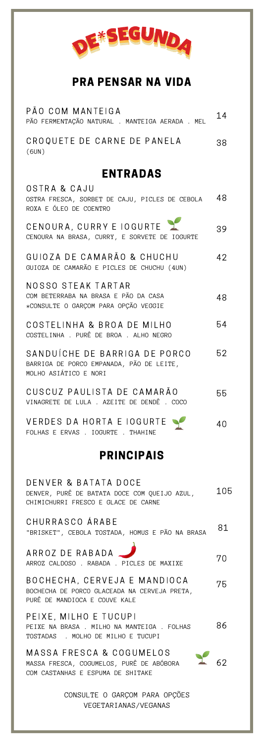# DE*SEGUNDA

## PRA PENSAR NA VIDA

**PÃO COM MANTEIGA** — 14
PÃO FERMENTAÇÃO NATURAL . MANTEIGA AERADA . MEL

**CROQUETE DE CARNE DE PANELA** — 38
(6UN)

## ENTRADAS

**OSTRA & CAJU** — 48
OSTRA FRESCA, SORBET DE CAJU, PICLES DE CEBOLA ROXA E ÓLEO DE COENTRO

**CENOURA, CURRY E IOGURTE** 🌱 — 39
CENOURA NA BRASA, CURRY, E SORVETE DE IOGURTE

**GUIOZA DE CAMARÃO & CHUCHU** — 42
GUIOZA DE CAMARÃO E PICLES DE CHUCHU (4UN)

**NOSSO STEAK TARTAR** — 48
COM BETERRABA NA BRASA E PÃO DA CASA
*CONSULTE O GARÇOM PARA OPÇÃO VEGGIE

**COSTELINHA & BROA DE MILHO** — 54
COSTELINHA . PURÊ DE BROA . ALHO NEGRO

**SANDUÍCHE DE BARRIGA DE PORCO** — 52
BARRIGA DE PORCO EMPANADA, PÃO DE LEITE, MOLHO ASIÁTICO E NORI

**CUSCUZ PAULISTA DE CAMARÃO** — 55
VINAGRETE DE LULA . AZEITE DE DENDÊ . COCO

**VERDES DA HORTA E IOGURTE** 🌱 — 40
FOLHAS E ERVAS . IOGURTE . THAHINE

## PRINCIPAIS

**DENVER & BATATA DOCE** — 105
DENVER, PURÊ DE BATATA DOCE COM QUEIJO AZUL, CHIMICHURRI FRESCO E GLACE DE CARNE

**CHURRASCO ÁRABE** — 81
"BRISKET", CEBOLA TOSTADA, HOMUS E PÃO NA BRASA

**ARROZ DE RABADA** 🌶️ — 70
ARROZ CALDOSO . RABADA . PICLES DE MAXIXE

**BOCHECHA, CERVEJA E MANDIOCA** — 75
BOCHECHA DE PORCO GLACEADA NA CERVEJA PRETA, PURÊ DE MANDIOCA E COUVE KALE

**PEIXE, MILHO E TUCUPI** — 86
PEIXE NA BRASA . MILHO NA MANTEIGA . FOLHAS TOSTADAS . MOLHO DE MILHO E TUCUPI

**MASSA FRESCA & COGUMELOS** 🌱 — 62
MASSA FRESCA, COGUMELOS, PURÊ DE ABÓBORA COM CASTANHAS E ESPUMA DE SHITAKE

CONSULTE O GARÇOM PARA OPÇÕES VEGETARIANAS/VEGANAS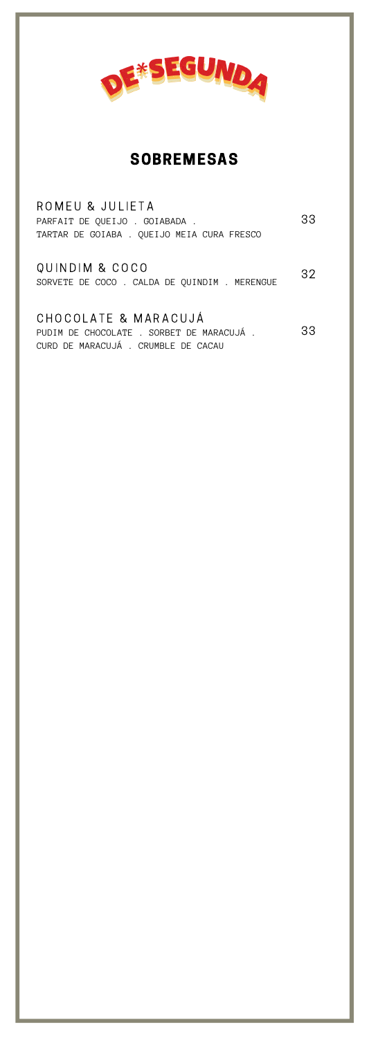# DE*SEGUNDA

## SOBREMESAS

**ROMEU & JULIETA** — 33
PARFAIT DE QUEIJO . GOIABADA .
TARTAR DE GOIABA . QUEIJO MEIA CURA FRESCO

**QUINDIM & COCO** — 32
SORVETE DE COCO . CALDA DE QUINDIM . MERENGUE

**CHOCOLATE & MARACUJÁ** — 33
PUDIM DE CHOCOLATE . SORBET DE MARACUJÁ .
CURD DE MARACUJÁ . CRUMBLE DE CACAU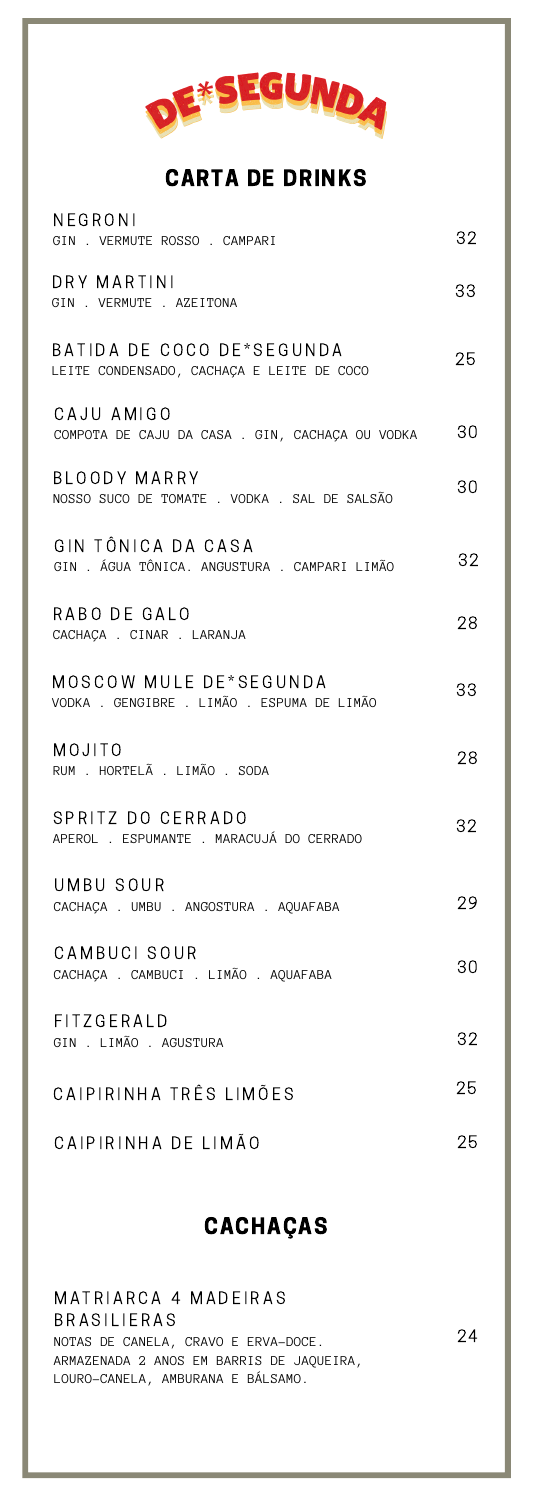# DE*SEGUNDA

## CARTA DE DRINKS

**NEGRONI** — 32
GIN . VERMUTE ROSSO . CAMPARI

**DRY MARTINI** — 33
GIN . VERMUTE . AZEITONA

**BATIDA DE COCO DE*SEGUNDA** — 25
LEITE CONDENSADO, CACHAÇA E LEITE DE COCO

**CAJU AMIGO** — 30
COMPOTA DE CAJU DA CASA . GIN, CACHAÇA OU VODKA

**BLOODY MARRY** — 30
NOSSO SUCO DE TOMATE . VODKA . SAL DE SALSÃO

**GIN TÔNICA DA CASA** — 32
GIN . ÁGUA TÔNICA. ANGUSTURA . CAMPARI LIMÃO

**RABO DE GALO** — 28
CACHAÇA . CINAR . LARANJA

**MOSCOW MULE DE*SEGUNDA** — 33
VODKA . GENGIBRE . LIMÃO . ESPUMA DE LIMÃO

**MOJITO** — 28
RUM . HORTELÃ . LIMÃO . SODA

**SPRITZ DO CERRADO** — 32
APEROL . ESPUMANTE . MARACUJÁ DO CERRADO

**UMBU SOUR** — 29
CACHAÇA . UMBU . ANGOSTURA . AQUAFABA

**CAMBUCI SOUR** — 30
CACHAÇA . CAMBUCI . LIMÃO . AQUAFABA

**FITZGERALD** — 32
GIN . LIMÃO . AGUSTURA

**CAIPIRINHA TRÊS LIMÕES** — 25

**CAIPIRINHA DE LIMÃO** — 25

## CACHAÇAS

**MATRIARCA 4 MADEIRAS BRASILIERAS** — 24
NOTAS DE CANELA, CRAVO E ERVA-DOCE.
ARMAZENADA 2 ANOS EM BARRIS DE JAQUEIRA, LOURO-CANELA, AMBURANA E BÁLSAMO.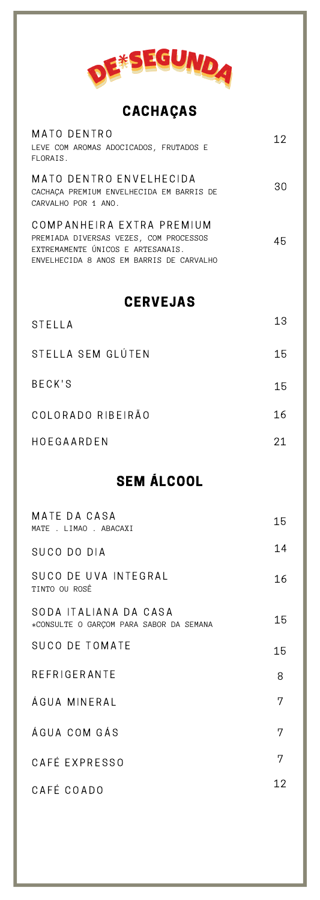# DE SEGUNDA

## CACHAÇAS

**MATO DENTRO** — 12
LEVE COM AROMAS ADOCICADOS, FRUTADOS E FLORAIS.

**MATO DENTRO ENVELHECIDA** — 30
CACHAÇA PREMIUM ENVELHECIDA EM BARRIS DE CARVALHO POR 1 ANO.

**COMPANHEIRA EXTRA PREMIUM** — 45
PREMIADA DIVERSAS VEZES, COM PROCESSOS EXTREMAMENTE ÚNICOS E ARTESANAIS. ENVELHECIDA 8 ANOS EM BARRIS DE CARVALHO

## CERVEJAS

| | |
|---|---|
| STELLA | 13 |
| STELLA SEM GLÚTEN | 15 |
| BECK'S | 15 |
| COLORADO RIBEIRÃO | 16 |
| HOEGAARDEN | 21 |

## SEM ÁLCOOL

**MATE DA CASA** — 15
MATE . LIMAO . ABACAXI

**SUCO DO DIA** — 14

**SUCO DE UVA INTEGRAL** — 16
TINTO OU ROSÊ

**SODA ITALIANA DA CASA** — 15
*CONSULTE O GARÇOM PARA SABOR DA SEMANA

| | |
|---|---|
| SUCO DE TOMATE | 15 |
| REFRIGERANTE | 8 |
| ÁGUA MINERAL | 7 |
| ÁGUA COM GÁS | 7 |
| CAFÉ EXPRESSO | 7 |
| CAFÉ COADO | 12 |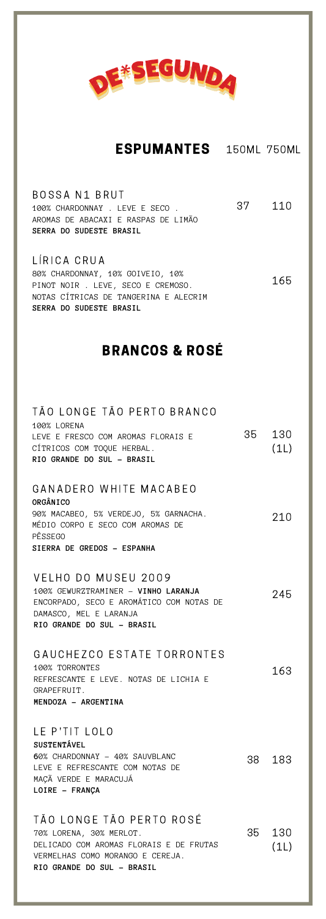# DE*SEGUNDA

## ESPUMANTES

| | 150ML | 750ML |
|---|---|---|
| **BOSSA N1 BRUT**<br>100% CHARDONNAY . LEVE E SECO .<br>AROMAS DE ABACAXI E RASPAS DE LIMÃO<br>**SERRA DO SUDESTE BRASIL** | 37 | 110 |
| **LÍRICA CRUA**<br>80% CHARDONNAY, 10% GOIVEIO, 10% PINOT NOIR . LEVE, SECO E CREMOSO.<br>NOTAS CÍTRICAS DE TANGERINA E ALECRIM<br>**SERRA DO SUDESTE BRASIL** | | 165 |

## BRANCOS & ROSÉ

| | | |
|---|---|---|
| **TÃO LONGE TÃO PERTO BRANCO**<br>100% LORENA<br>LEVE E FRESCO COM AROMAS FLORAIS E CÍTRICOS COM TOQUE HERBAL.<br>**RIO GRANDE DO SUL – BRASIL** | 35 | 130 (1L) |
| **GANADERO WHITE MACABEO**<br>**ORGÂNICO**<br>90% MACABEO, 5% VERDEJO, 5% GARNACHA.<br>MÉDIO CORPO E SECO COM AROMAS DE PÊSSEGO<br>**SIERRA DE GREDOS – ESPANHA** | | 210 |
| **VELHO DO MUSEU 2009**<br>100% GEWURZTRAMINER – **VINHO LARANJA**<br>ENCORPADO, SECO E AROMÁTICO COM NOTAS DE DAMASCO, MEL E LARANJA<br>**RIO GRANDE DO SUL – BRASIL** | | 245 |
| **GAUCHEZCO ESTATE TORRONTES**<br>100% TORRONTES<br>REFRESCANTE E LEVE. NOTAS DE LICHIA E GRAPEFRUIT.<br>**MENDOZA – ARGENTINA** | | 163 |
| **LE P'TIT LOLO**<br>**SUSTENTÁVEL**<br>60% CHARDONNAY – 40% SAUVBLANC<br>LEVE E REFRESCANTE COM NOTAS DE MAÇÃ VERDE E MARACUJÁ<br>**LOIRE – FRANÇA** | 38 | 183 |
| **TÃO LONGE TÃO PERTO ROSÉ**<br>70% LORENA, 30% MERLOT.<br>DELICADO COM AROMAS FLORAIS E DE FRUTAS VERMELHAS COMO MORANGO E CEREJA.<br>**RIO GRANDE DO SUL – BRASIL** | 35 | 130 (1L) |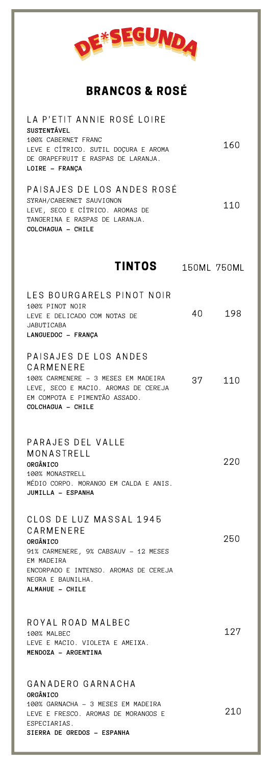# DE*SEGUNDA

## BRANCOS & ROSÉ

**LA P'ETIT ANNIE ROSÉ LOIRE** — 160
**SUSTENTÁVEL**
100% CABERNET FRANC
LEVE E CÍTRICO. SUTIL DOÇURA E AROMA DE GRAPEFRUIT E RASPAS DE LARANJA.
**LOIRE – FRANÇA**

**PAISAJES DE LOS ANDES ROSÉ** — 110
SYRAH/CABERNET SAUVIGNON
LEVE, SECO E CÍTRICO. AROMAS DE TANGERINA E RASPAS DE LARANJA.
**COLCHAGUA – CHILE**

## TINTOS

| Vinho | 150ML | 750ML |
|---|---|---|
| **LES BOURGARELS PINOT NOIR**<br>100% PINOT NOIR<br>LEVE E DELICADO COM NOTAS DE JABUTICABA<br>**LANGUEDOC – FRANÇA** | 40 | 198 |
| **PAISAJES DE LOS ANDES CARMENERE**<br>100% CARMENERE – 3 MESES EM MADEIRA<br>LEVE, SECO E MACIO. AROMAS DE CEREJA EM COMPOTA E PIMENTÃO ASSADO.<br>**COLCHAGUA – CHILE** | 37 | 110 |
| **PARAJES DEL VALLE MONASTRELL**<br>**ORGÂNICO**<br>100% MONASTRELL<br>MÉDIO CORPO. MORANGO EM CALDA E ANIS.<br>**JUMILLA – ESPANHA** | | 220 |
| **CLOS DE LUZ MASSAL 1945 CARMENERE**<br>**ORGÂNICO**<br>91% CARMENERE, 9% CABSAUV – 12 MESES EM MADEIRA<br>ENCORPADO E INTENSO. AROMAS DE CEREJA NEGRA E BAUNILHA.<br>**ALMAHUE – CHILE** | | 250 |
| **ROYAL ROAD MALBEC**<br>100% MALBEC<br>LEVE E MACIO. VIOLETA E AMEIXA.<br>**MENDOZA – ARGENTINA** | | 127 |
| **GANADERO GARNACHA**<br>**ORGÂNICO**<br>100% GARNACHA – 3 MESES EM MADEIRA<br>LEVE E FRESCO. AROMAS DE MORANGOS E ESPECIARIAS.<br>**SIERRA DE GREDOS – ESPANHA** | | 210 |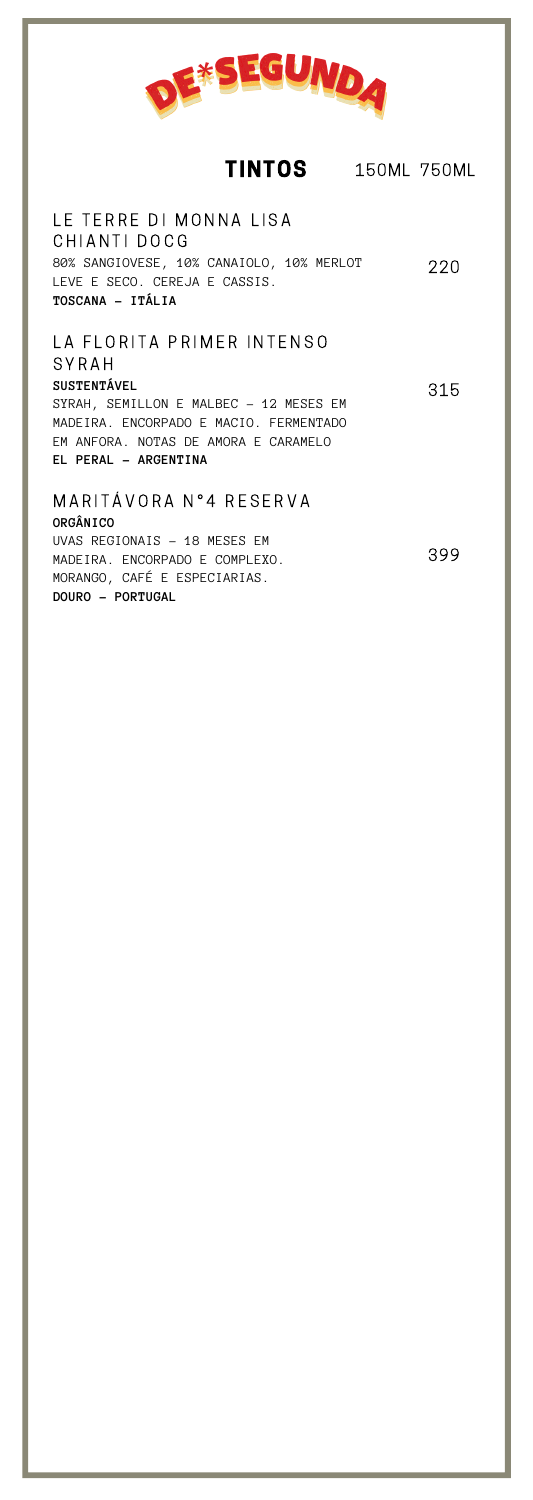DE*SEGUNDA

## TINTOS

150ML 750ML

### LE TERRE DI MONNA LISA CHIANTI DOCG

80% SANGIOVESE, 10% CANAIOLO, 10% MERLOT
LEVE E SECO. CEREJA E CASSIS.
**TOSCANA – ITÁLIA**

220

### LA FLORITA PRIMER INTENSO SYRAH

**SUSTENTÁVEL**
SYRAH, SEMILLON E MALBEC – 12 MESES EM MADEIRA. ENCORPADO E MACIO. FERMENTADO EM ANFORA. NOTAS DE AMORA E CARAMELO
**EL PERAL – ARGENTINA**

315

### MARITÁVORA N°4 RESERVA

**ORGÂNICO**
UVAS REGIONAIS – 18 MESES EM MADEIRA. ENCORPADO E COMPLEXO.
MORANGO, CAFÉ E ESPECIARIAS.
**DOURO – PORTUGAL**

399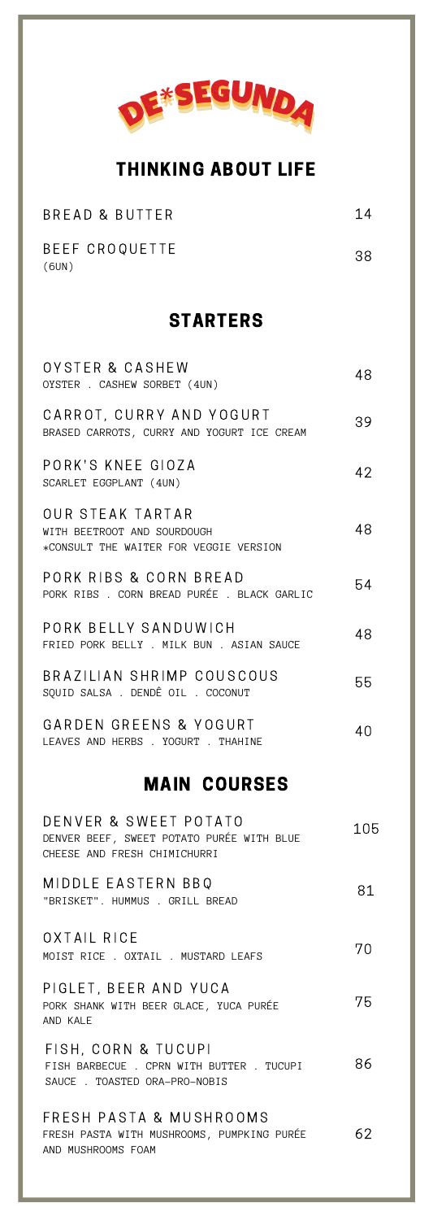# DE*SEGUNDA

## THINKING ABOUT LIFE

BREAD & BUTTER — 14

BEEF CROQUETTE (6UN) — 38

## STARTERS

OYSTER & CASHEW — 48
OYSTER . CASHEW SORBET (4UN)

CARROT, CURRY AND YOGURT — 39
BRASED CARROTS, CURRY AND YOGURT ICE CREAM

PORK'S KNEE GIOZA — 42
SCARLET EGGPLANT (4UN)

OUR STEAK TARTAR — 48
WITH BEETROOT AND SOURDOUGH
*CONSULT THE WAITER FOR VEGGIE VERSION

PORK RIBS & CORN BREAD — 54
PORK RIBS . CORN BREAD PURÉE . BLACK GARLIC

PORK BELLY SANDUWICH — 48
FRIED PORK BELLY . MILK BUN . ASIAN SAUCE

BRAZILIAN SHRIMP COUSCOUS — 55
SQUID SALSA . DENDÊ OIL . COCONUT

GARDEN GREENS & YOGURT — 40
LEAVES AND HERBS . YOGURT . THAHINE

## MAIN COURSES

DENVER & SWEET POTATO — 105
DENVER BEEF, SWEET POTATO PURÉE WITH BLUE CHEESE AND FRESH CHIMICHURRI

MIDDLE EASTERN BBQ — 81
"BRISKET". HUMMUS . GRILL BREAD

OXTAIL RICE — 70
MOIST RICE . OXTAIL . MUSTARD LEAFS

PIGLET, BEER AND YUCA — 75
PORK SHANK WITH BEER GLACE, YUCA PURÉE AND KALE

FISH, CORN & TUCUPI — 86
FISH BARBECUE . CPRN WITH BUTTER . TUCUPI SAUCE . TOASTED ORA-PRO-NOBIS

FRESH PASTA & MUSHROOMS — 62
FRESH PASTA WITH MUSHROOMS, PUMPKING PURÉE AND MUSHROOMS FOAM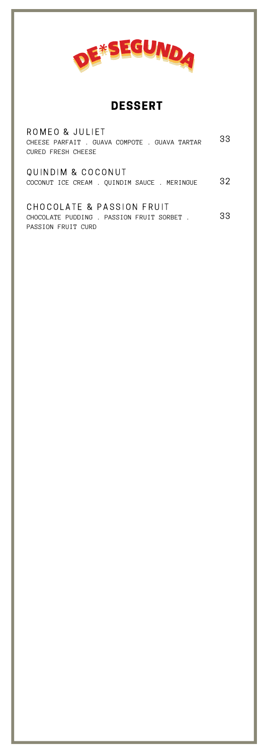# DE*SEGUNDA

## DESSERT

**ROMEO & JULIET** — 33
CHEESE PARFAIT . GUAVA COMPOTE . GUAVA TARTAR
CURED FRESH CHEESE

**QUINDIM & COCONUT** — 32
COCONUT ICE CREAM . QUINDIM SAUCE . MERINGUE

**CHOCOLATE & PASSION FRUIT** — 33
CHOCOLATE PUDDING . PASSION FRUIT SORBET .
PASSION FRUIT CURD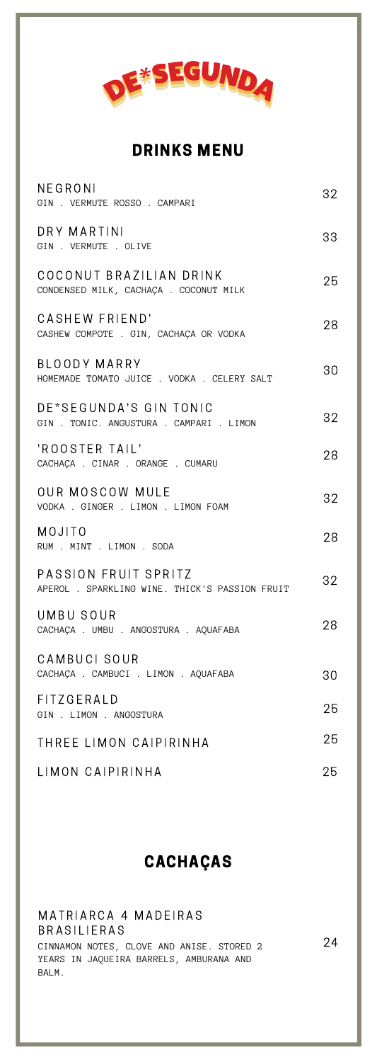# DE*SEGUNDA

## DRINKS MENU

| | |
|---|---|
| **NEGRONI**<br>GIN . VERMUTE ROSSO . CAMPARI | 32 |
| **DRY MARTINI**<br>GIN . VERMUTE . OLIVE | 33 |
| **COCONUT BRAZILIAN DRINK**<br>CONDENSED MILK, CACHAÇA . COCONUT MILK | 25 |
| **CASHEW FRIEND'**<br>CASHEW COMPOTE . GIN, CACHAÇA OR VODKA | 28 |
| **BLOODY MARRY**<br>HOMEMADE TOMATO JUICE . VODKA . CELERY SALT | 30 |
| **DE*SEGUNDA'S GIN TONIC**<br>GIN . TONIC. ANGUSTURA . CAMPARI . LIMON | 32 |
| **'ROOSTER TAIL'**<br>CACHAÇA . CINAR . ORANGE . CUMARU | 28 |
| **OUR MOSCOW MULE**<br>VODKA . GINGER . LIMON . LIMON FOAM | 32 |
| **MOJITO**<br>RUM . MINT . LIMON . SODA | 28 |
| **PASSION FRUIT SPRITZ**<br>APEROL . SPARKLING WINE. THICK'S PASSION FRUIT | 32 |
| **UMBU SOUR**<br>CACHAÇA . UMBU . ANGOSTURA . AQUAFABA | 28 |
| **CAMBUCI SOUR**<br>CACHAÇA . CAMBUCI . LIMON . AQUAFABA | 30 |
| **FITZGERALD**<br>GIN . LIMON . ANGOSTURA | 25 |
| **THREE LIMON CAIPIRINHA** | 25 |
| **LIMON CAIPIRINHA** | 25 |

## CACHAÇAS

| | |
|---|---|
| **MATRIARCA 4 MADEIRAS BRASILIERAS**<br>CINNAMON NOTES, CLOVE AND ANISE. STORED 2 YEARS IN JAQUEIRA BARRELS, AMBURANA AND BALM. | 24 |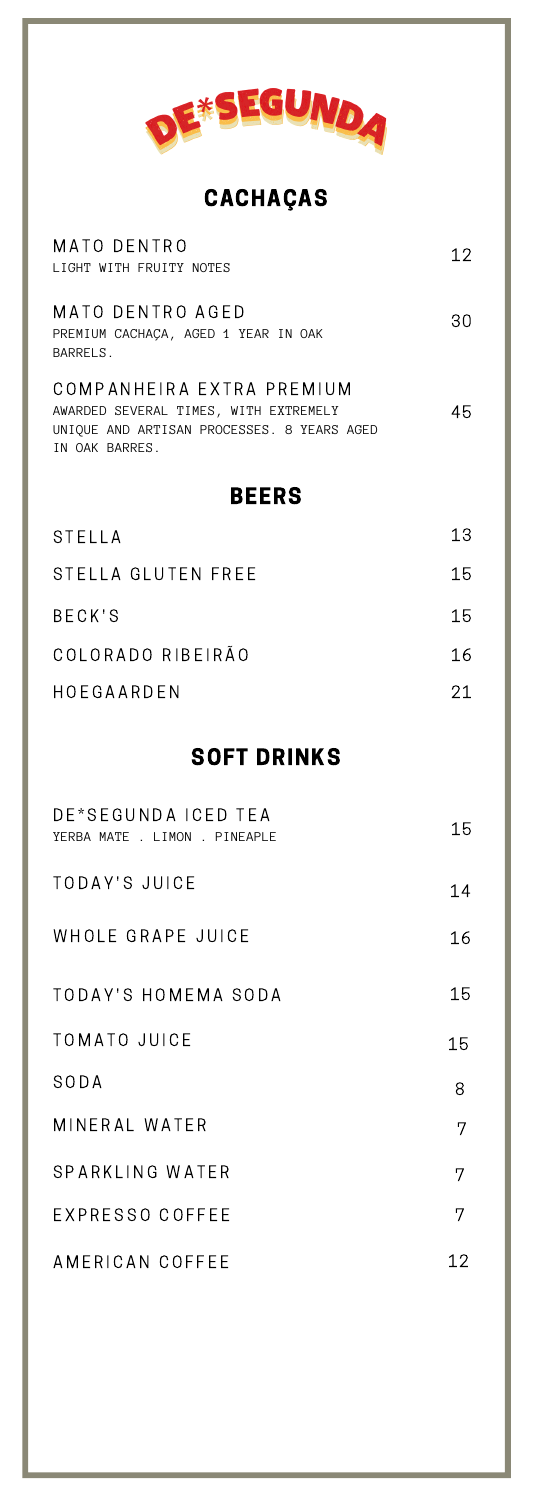# DE*SEGUNDA

## CACHAÇAS

| | |
|---|---|
| MATO DENTRO<br>LIGHT WITH FRUITY NOTES | 12 |
| MATO DENTRO AGED<br>PREMIUM CACHAÇA, AGED 1 YEAR IN OAK BARRELS. | 30 |
| COMPANHEIRA EXTRA PREMIUM<br>AWARDED SEVERAL TIMES, WITH EXTREMELY UNIQUE AND ARTISAN PROCESSES. 8 YEARS AGED IN OAK BARRES. | 45 |

## BEERS

| | |
|---|---|
| STELLA | 13 |
| STELLA GLUTEN FREE | 15 |
| BECK'S | 15 |
| COLORADO RIBEIRÃO | 16 |
| HOEGAARDEN | 21 |

## SOFT DRINKS

| | |
|---|---|
| DE*SEGUNDA ICED TEA<br>YERBA MATE . LIMON . PINEAPLE | 15 |
| TODAY'S JUICE | 14 |
| WHOLE GRAPE JUICE | 16 |
| TODAY'S HOMEMA SODA | 15 |
| TOMATO JUICE | 15 |
| SODA | 8 |
| MINERAL WATER | 7 |
| SPARKLING WATER | 7 |
| EXPRESSO COFFEE | 7 |
| AMERICAN COFFEE | 12 |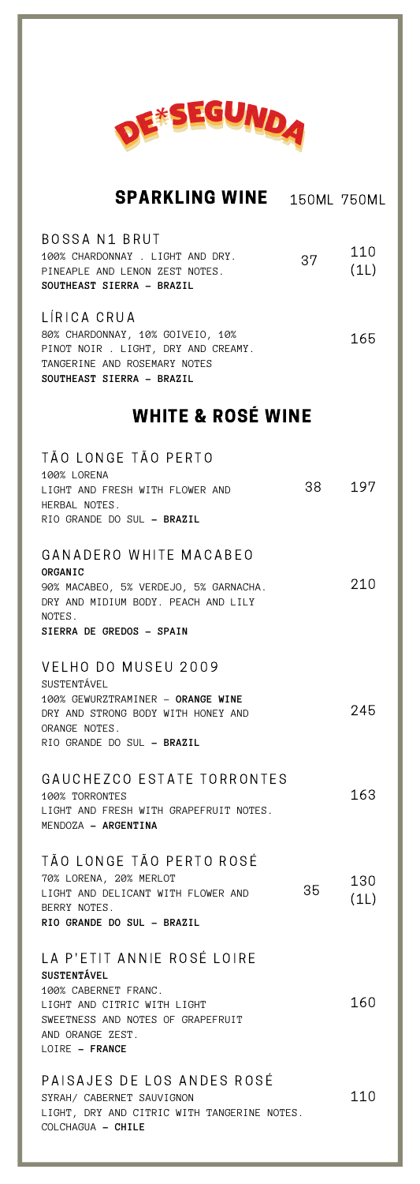# DE*SEGUNDA

## SPARKLING WINE

150ML 750ML

BOSSA N1 BRUT
100% CHARDONNAY . LIGHT AND DRY.
PINEAPLE AND LENON ZEST NOTES.
**SOUTHEAST SIERRA - BRAZIL**
37 | 110 (1L)

LÍRICA CRUA
80% CHARDONNAY, 10% GOIVEIO, 10% PINOT NOIR . LIGHT, DRY AND CREAMY.
TANGERINE AND ROSEMARY NOTES
**SOUTHEAST SIERRA - BRAZIL**
165

## WHITE & ROSÉ WINE

TÃO LONGE TÃO PERTO
100% LORENA
LIGHT AND FRESH WITH FLOWER AND HERBAL NOTES.
RIO GRANDE DO SUL - **BRAZIL**
38 | 197

GANADERO WHITE MACABEO
**ORGANIC**
90% MACABEO, 5% VERDEJO, 5% GARNACHA.
DRY AND MIDIUM BODY. PEACH AND LILY NOTES.
**SIERRA DE GREDOS - SPAIN**
210

VELHO DO MUSEU 2009
SUSTENTÁVEL
100% GEWURZTRAMINER - **ORANGE WINE**
DRY AND STRONG BODY WITH HONEY AND ORANGE NOTES.
RIO GRANDE DO SUL - **BRAZIL**
245

GAUCHEZCO ESTATE TORRONTES
100% TORRONTES
LIGHT AND FRESH WITH GRAPEFRUIT NOTES.
MENDOZA - **ARGENTINA**
163

TÃO LONGE TÃO PERTO ROSÉ
70% LORENA, 20% MERLOT
LIGHT AND DELICANT WITH FLOWER AND BERRY NOTES.
**RIO GRANDE DO SUL - BRAZIL**
35 | 130 (1L)

LA P'ETIT ANNIE ROSÉ LOIRE
**SUSTENTÁVEL**
100% CABERNET FRANC.
LIGHT AND CITRIC WITH LIGHT SWEETNESS AND NOTES OF GRAPEFRUIT AND ORANGE ZEST.
LOIRE - **FRANCE**
160

PAISAJES DE LOS ANDES ROSÉ
SYRAH/ CABERNET SAUVIGNON
LIGHT, DRY AND CITRIC WITH TANGERINE NOTES.
COLCHAGUA - **CHILE**
110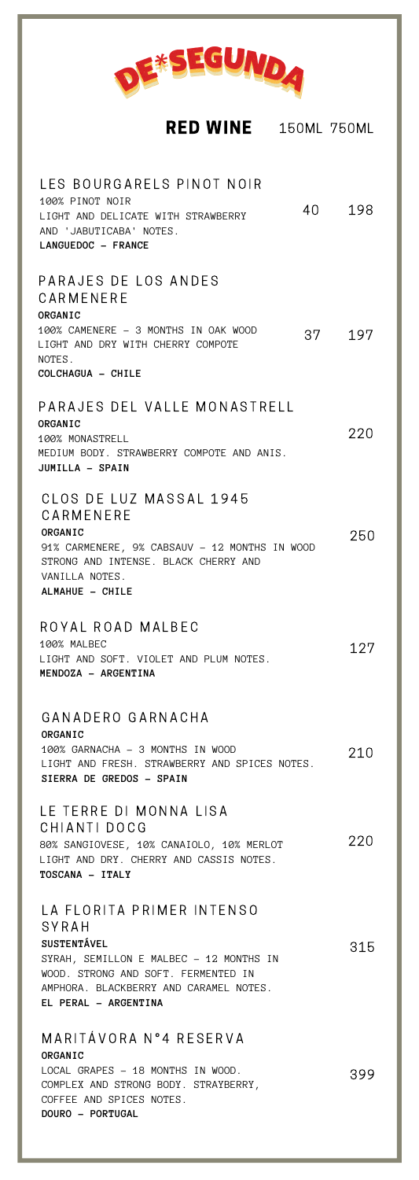# DE*SEGUNDA

## RED WINE 150ML 750ML

### LES BOURGARELS PINOT NOIR
100% PINOT NOIR
LIGHT AND DELICATE WITH STRAWBERRY AND 'JABUTICABA' NOTES.
**LANGUEDOC – FRANCE**

40 | 198

### PARAJES DE LOS ANDES CARMENERE
**ORGANIC**
100% CAMENERE – 3 MONTHS IN OAK WOOD
LIGHT AND DRY WITH CHERRY COMPOTE NOTES.
**COLCHAGUA – CHILE**

37 | 197

### PARAJES DEL VALLE MONASTRELL
**ORGANIC**
100% MONASTRELL
MEDIUM BODY. STRAWBERRY COMPOTE AND ANIS.
**JUMILLA – SPAIN**

220

### CLOS DE LUZ MASSAL 1945 CARMENERE
**ORGANIC**
91% CARMENERE, 9% CABSAUV – 12 MONTHS IN WOOD
STRONG AND INTENSE. BLACK CHERRY AND VANILLA NOTES.
**ALMAHUE – CHILE**

250

### ROYAL ROAD MALBEC
100% MALBEC
LIGHT AND SOFT. VIOLET AND PLUM NOTES.
**MENDOZA – ARGENTINA**

127

### GANADERO GARNACHA
**ORGANIC**
100% GARNACHA – 3 MONTHS IN WOOD
LIGHT AND FRESH. STRAWBERRY AND SPICES NOTES.
**SIERRA DE GREDOS – SPAIN**

210

### LE TERRE DI MONNA LISA CHIANTI DOCG
80% SANGIOVESE, 10% CANAIOLO, 10% MERLOT
LIGHT AND DRY. CHERRY AND CASSIS NOTES.
**TOSCANA – ITALY**

220

### LA FLORITA PRIMER INTENSO SYRAH
**SUSTENTÁVEL**
SYRAH, SEMILLON E MALBEC – 12 MONTHS IN WOOD. STRONG AND SOFT. FERMENTED IN AMPHORA. BLACKBERRY AND CARAMEL NOTES.
**EL PERAL – ARGENTINA**

315

### MARITÁVORA N°4 RESERVA
**ORGANIC**
LOCAL GRAPES – 18 MONTHS IN WOOD.
COMPLEX AND STRONG BODY. STRAYBERRY, COFFEE AND SPICES NOTES.
**DOURO – PORTUGAL**

399